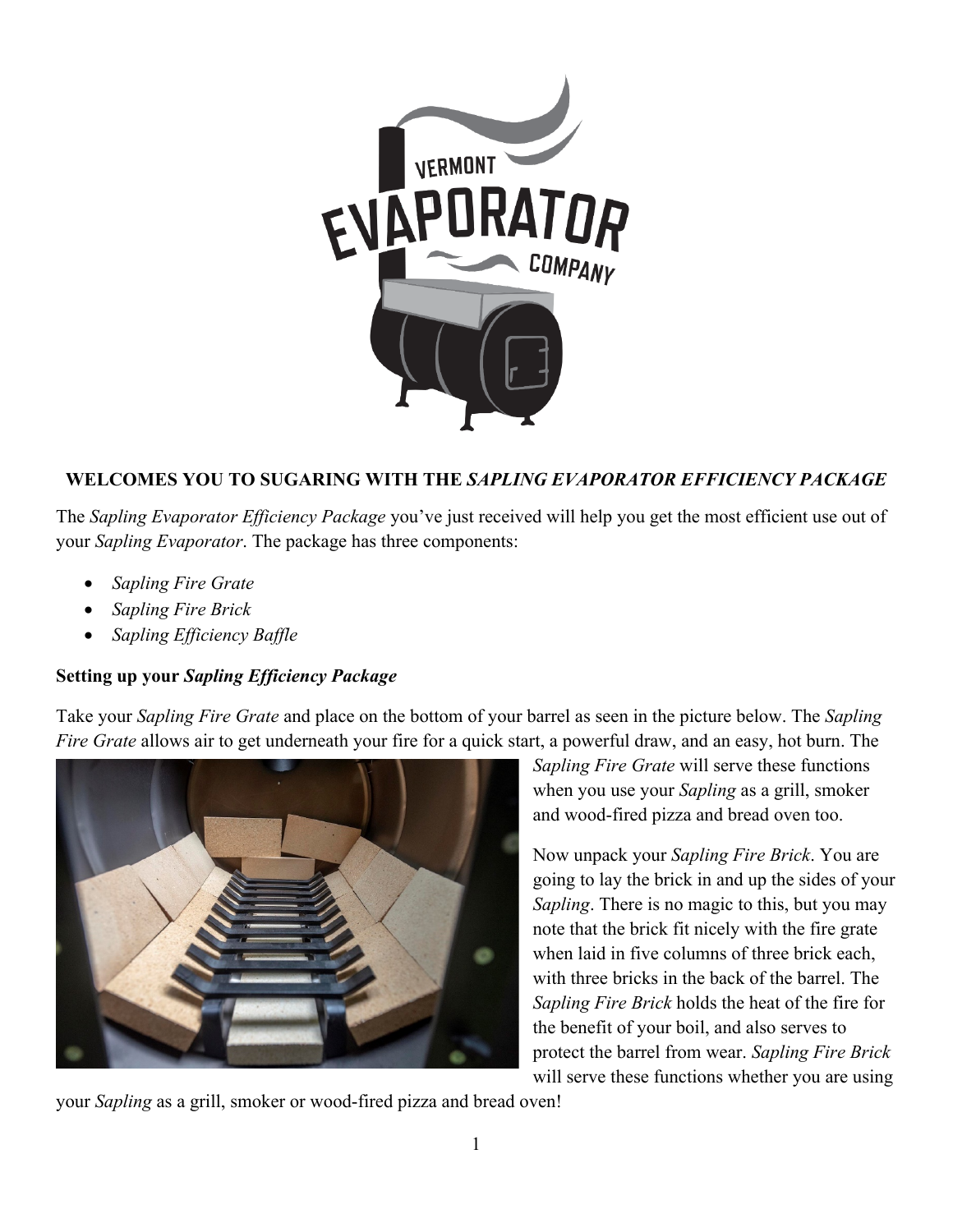**WELCOMES YOU TO SUGARING WITH THE *SAPLING EVAPORATOR EFFICIENCY PACKAGE***

The *Sapling Evaporator Efficiency Package* you've just received will help you get the most efficient use out of your *Sapling Evaporator*. The package has three components:

- *Sapling Fire Grate*
- *Sapling Fire Brick*
- *Sapling Efficiency Baffle*

### Setting up your *Sapling Efficiency Package*

Take your *Sapling Fire Grate* and place on the bottom of your barrel as seen in the picture below. The *Sapling Fire Grate* allows air to get underneath your fire for a quick start, a powerful draw, and an easy, hot burn. The *Sapling Fire Grate* will serve these functions when you use your *Sapling* as a grill, smoker and wood-fired pizza and bread oven too.

Now unpack your *Sapling Fire Brick*. You are going to lay the brick in and up the sides of your *Sapling*. There is no magic to this, but you may note that the brick fit nicely with the fire grate when laid in five columns of three brick each, with three bricks in the back of the barrel. The *Sapling Fire Brick* holds the heat of the fire for the benefit of your boil, and also serves to protect the barrel from wear. *Sapling Fire Brick* will serve these functions whether you are using your *Sapling* as a grill, smoker or wood-fired pizza and bread oven!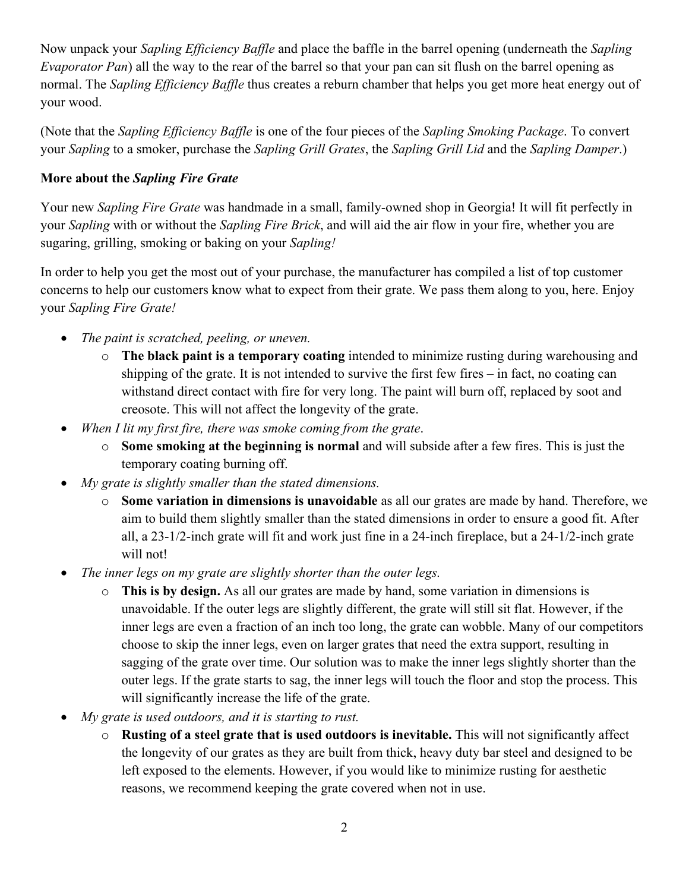Now unpack your *Sapling Efficiency Baffle* and place the baffle in the barrel opening (underneath the *Sapling Evaporator Pan*) all the way to the rear of the barrel so that your pan can sit flush on the barrel opening as normal. The *Sapling Efficiency Baffle* thus creates a reburn chamber that helps you get more heat energy out of your wood.

(Note that the *Sapling Efficiency Baffle* is one of the four pieces of the *Sapling Smoking Package*. To convert your *Sapling* to a smoker, purchase the *Sapling Grill Grates*, the *Sapling Grill Lid* and the *Sapling Damper*.)

**More about the *Sapling Fire Grate***

Your new *Sapling Fire Grate* was handmade in a small, family-owned shop in Georgia! It will fit perfectly in your *Sapling* with or without the *Sapling Fire Brick*, and will aid the air flow in your fire, whether you are sugaring, grilling, smoking or baking on your *Sapling!*

In order to help you get the most out of your purchase, the manufacturer has compiled a list of top customer concerns to help our customers know what to expect from their grate. We pass them along to you, here. Enjoy your *Sapling Fire Grate!*

- *The paint is scratched, peeling, or uneven.*
  - **The black paint is a temporary coating** intended to minimize rusting during warehousing and shipping of the grate. It is not intended to survive the first few fires – in fact, no coating can withstand direct contact with fire for very long. The paint will burn off, replaced by soot and creosote. This will not affect the longevity of the grate.
- *When I lit my first fire, there was smoke coming from the grate*.
  - **Some smoking at the beginning is normal** and will subside after a few fires. This is just the temporary coating burning off.
- *My grate is slightly smaller than the stated dimensions.*
  - **Some variation in dimensions is unavoidable** as all our grates are made by hand. Therefore, we aim to build them slightly smaller than the stated dimensions in order to ensure a good fit. After all, a 23-1/2-inch grate will fit and work just fine in a 24-inch fireplace, but a 24-1/2-inch grate will not!
- *The inner legs on my grate are slightly shorter than the outer legs.*
  - **This is by design.** As all our grates are made by hand, some variation in dimensions is unavoidable. If the outer legs are slightly different, the grate will still sit flat. However, if the inner legs are even a fraction of an inch too long, the grate can wobble. Many of our competitors choose to skip the inner legs, even on larger grates that need the extra support, resulting in sagging of the grate over time. Our solution was to make the inner legs slightly shorter than the outer legs. If the grate starts to sag, the inner legs will touch the floor and stop the process. This will significantly increase the life of the grate.
- *My grate is used outdoors, and it is starting to rust.*
  - **Rusting of a steel grate that is used outdoors is inevitable.** This will not significantly affect the longevity of our grates as they are built from thick, heavy duty bar steel and designed to be left exposed to the elements. However, if you would like to minimize rusting for aesthetic reasons, we recommend keeping the grate covered when not in use.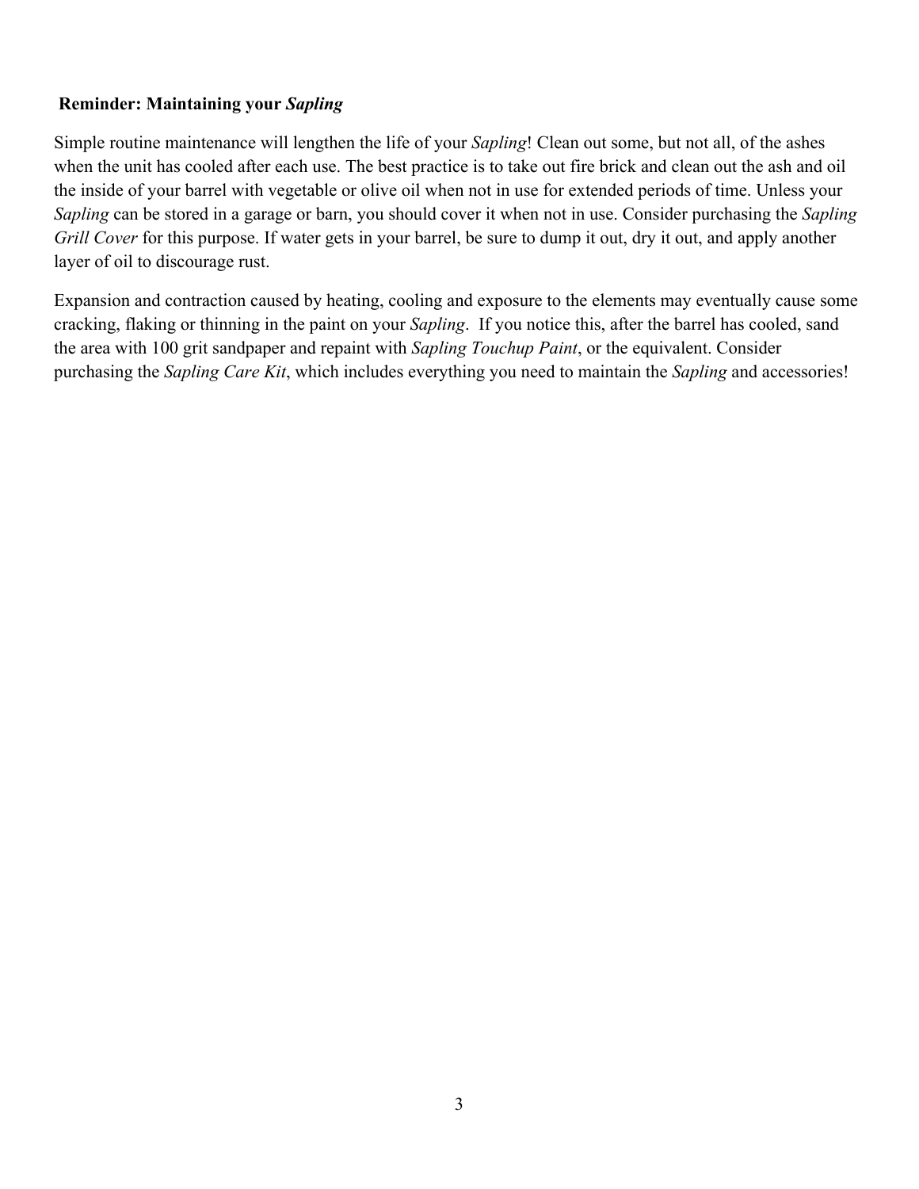**Reminder: Maintaining your *Sapling***

Simple routine maintenance will lengthen the life of your *Sapling*! Clean out some, but not all, of the ashes when the unit has cooled after each use. The best practice is to take out fire brick and clean out the ash and oil the inside of your barrel with vegetable or olive oil when not in use for extended periods of time. Unless your *Sapling* can be stored in a garage or barn, you should cover it when not in use. Consider purchasing the *Sapling Grill Cover* for this purpose. If water gets in your barrel, be sure to dump it out, dry it out, and apply another layer of oil to discourage rust.

Expansion and contraction caused by heating, cooling and exposure to the elements may eventually cause some cracking, flaking or thinning in the paint on your *Sapling*. If you notice this, after the barrel has cooled, sand the area with 100 grit sandpaper and repaint with *Sapling Touchup Paint*, or the equivalent. Consider purchasing the *Sapling Care Kit*, which includes everything you need to maintain the *Sapling* and accessories!